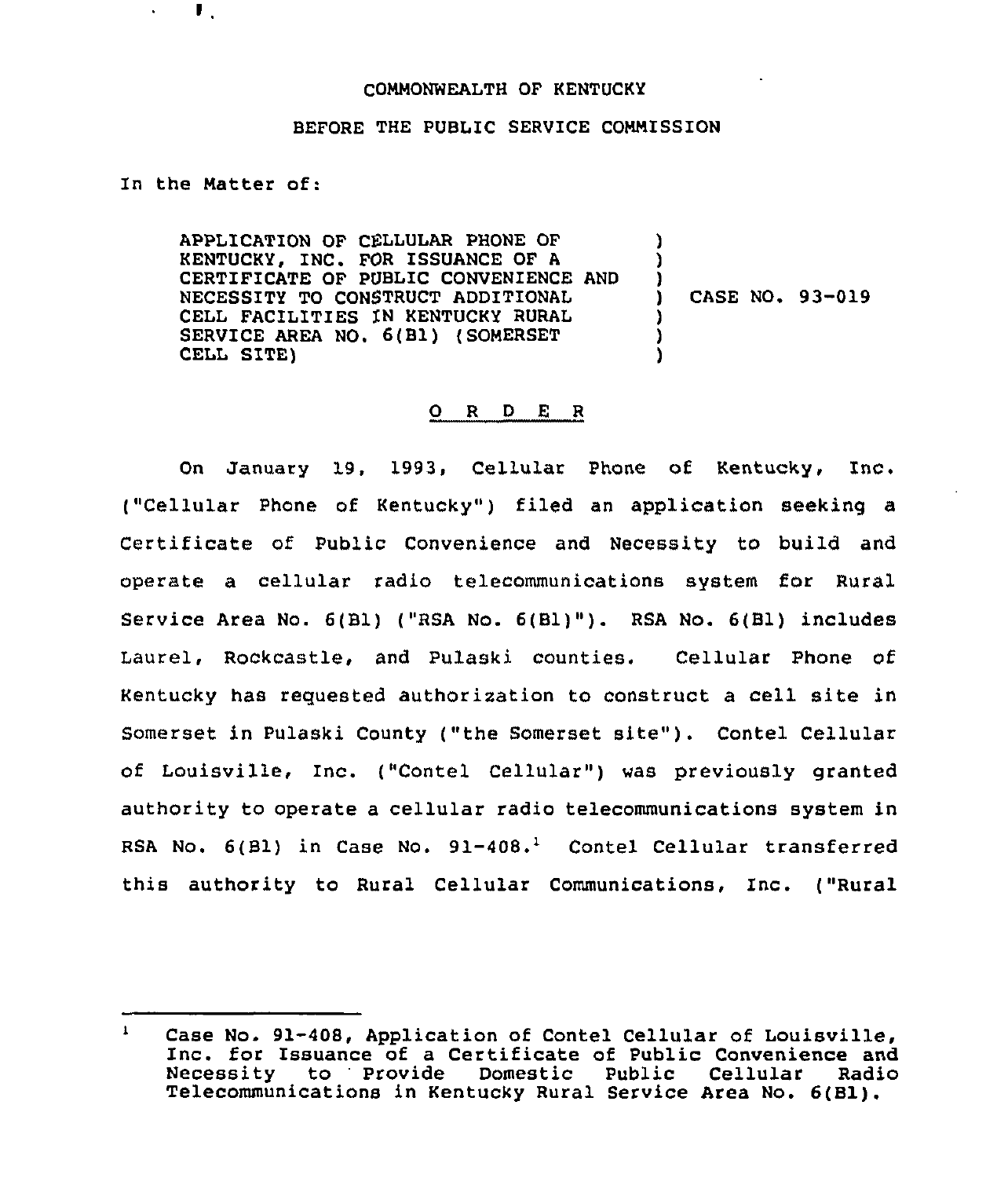COMMONWEALTH OF KENTUCKY

BEFORE THE PUBLIC SERVICE COMMISSION

In the Matter of:

APPLICATION OF CELLULAR PHONE OF KENTUCKY, INC. FOR ISSUANCE OF A CERTIFICATE OF PUBLIC CONVENIENCE AND NECESSITY TO CONSTRUCT ADDITIONAL CELL FACILITIES IN KENTUCKY RURAL SERVICE AREA NO. 6(B1) (SOMERSET CELL SITE) ) CASE NO. 93-019

O R D E R

On January 19, 1993, Cellular Phone of Kentucky, Inc. ("Cellular Phone of Kentucky") filed an application seeking a Certificate of Public Convenience and Necessity to build and operate a cellular radio telecommunications system for Rural Service Area No. 6(B1) ("RSA No. 6(B1)"). RSA No. 6(B1) includes Laurel, Rockcastle, and Pulaski counties. Cellular Phone of Kentucky has requested authorization to construct a cell site in Somerset in Pulaski County ("the Somerset site"). Contel Cellular of Louisville, Inc. ("Contel Cellular") was previously granted authority to operate a cellular radio telecommunications system in RSA No. 6(B1) in Case No. 91-408.[1] Contel Cellular transferred this authority to Rural Cellular Communications, Inc. ("Rural

---

[1] Case No. 91-408, Application of Contel Cellular of Louisville, Inc. for Issuance of a Certificate of Public Convenience and Necessity to Provide Domestic Public Cellular Radio Telecommunications in Kentucky Rural Service Area No. 6(B1).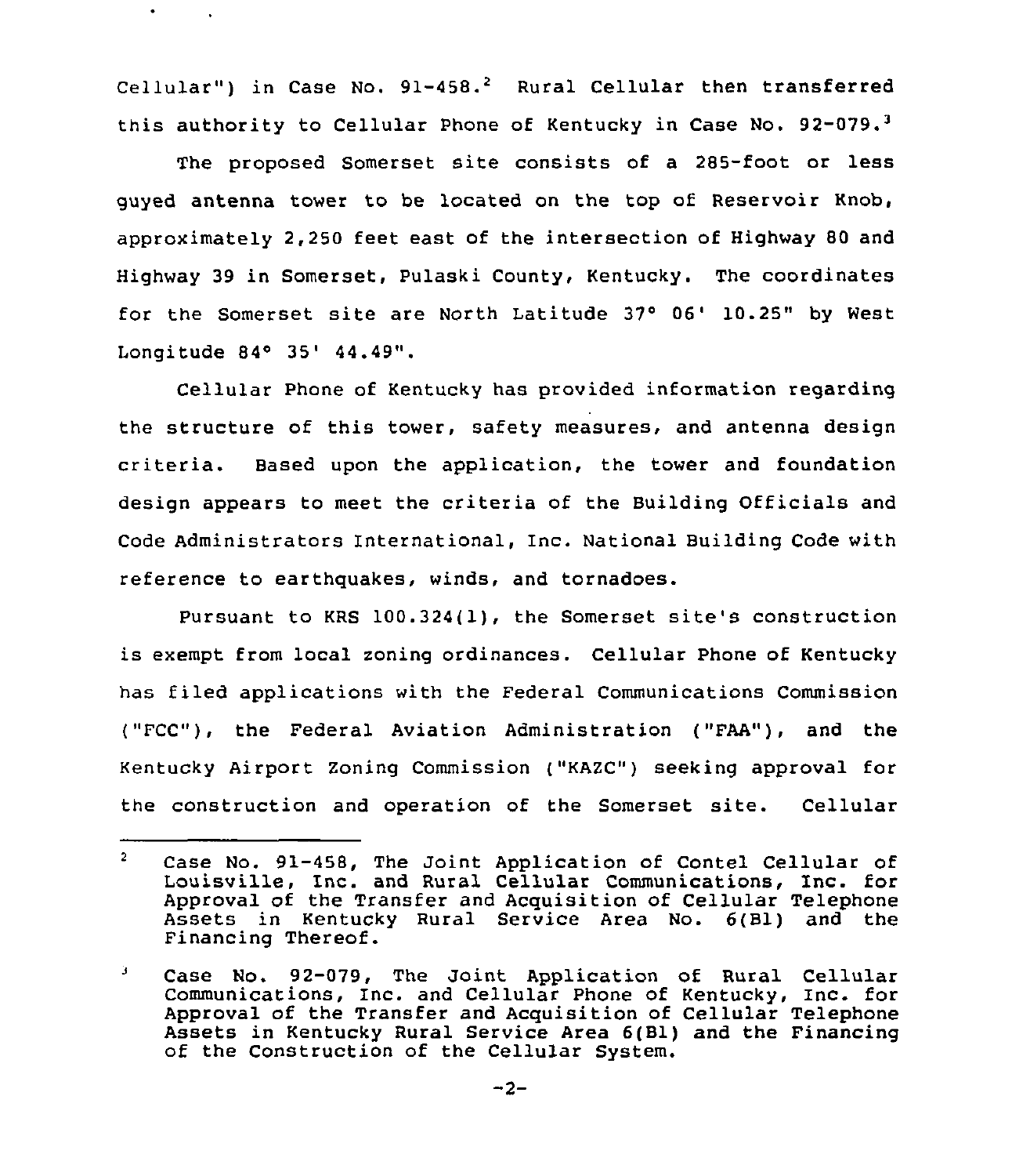Cellular") in Case No. 91-458.[2] Rural Cellular then transferred this authority to Cellular Phone of Kentucky in Case No. 92-079.[3]

The proposed Somerset site consists of a 285-foot or less guyed antenna tower to be located on the top of Reservoir Knob, approximately 2,250 feet east of the intersection of Highway 80 and Highway 39 in Somerset, Pulaski County, Kentucky. The coordinates for the Somerset site are North Latitude 37° 06' 10.25" by West Longitude 84° 35' 44.49".

Cellular Phone of Kentucky has provided information regarding the structure of this tower, safety measures, and antenna design criteria. Based upon the application, the tower and foundation design appears to meet the criteria of the Building Officials and Code Administrators International, Inc. National Building Code with reference to earthquakes, winds, and tornadoes.

Pursuant to KRS 100.324(1), the Somerset site's construction is exempt from local zoning ordinances. Cellular Phone of Kentucky has filed applications with the Federal Communications Commission ("FCC"), the Federal Aviation Administration ("FAA"), and the Kentucky Airport Zoning Commission ("KAZC") seeking approval for the construction and operation of the Somerset site. Cellular

---

[2] Case No. 91-458, The Joint Application of Contel Cellular of Louisville, Inc. and Rural Cellular Communications, Inc. for Approval of the Transfer and Acquisition of Cellular Telephone Assets in Kentucky Rural Service Area No. 6(B1) and the Financing Thereof.

[3] Case No. 92-079, The Joint Application of Rural Cellular Communications, Inc. and Cellular Phone of Kentucky, Inc. for Approval of the Transfer and Acquisition of Cellular Telephone Assets in Kentucky Rural Service Area 6(B1) and the Financing of the Construction of the Cellular System.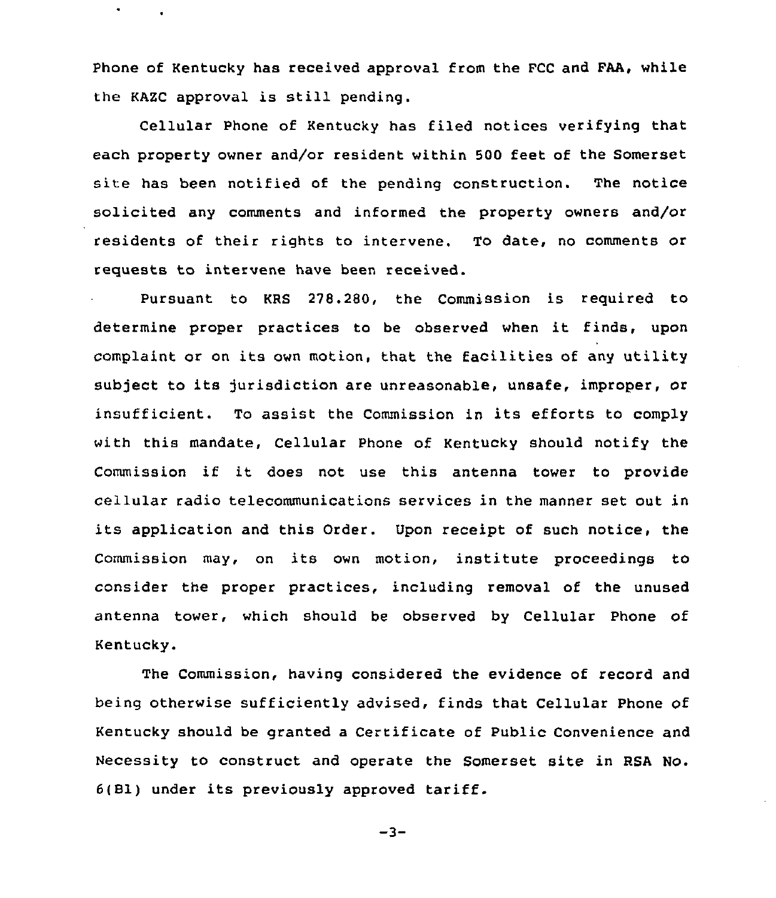Phone of Kentucky has received approval from the FCC and FAA, while the KAZC approval is still pending.

Cellular Phone of Kentucky has filed notices verifying that each property owner and/or resident within 500 feet of the Somerset site has been notified of the pending construction. The notice solicited any comments and informed the property owners and/or residents of their rights to intervene. To date, no comments or requests to intervene have been received.

Pursuant to KRS 278.280, the Commission is required to determine proper practices to be observed when it finds, upon complaint or on its own motion, that the facilities of any utility subject to its jurisdiction are unreasonable, unsafe, improper, or insufficient. To assist the Commission in its efforts to comply with this mandate, Cellular Phone of Kentucky should notify the Commission if it does not use this antenna tower to provide cellular radio telecommunications services in the manner set out in its application and this Order. Upon receipt of such notice, the Commission may, on its own motion, institute proceedings to consider the proper practices, including removal of the unused antenna tower, which should be observed by Cellular Phone of Kentucky.

The Commission, having considered the evidence of record and being otherwise sufficiently advised, finds that Cellular Phone of Kentucky should be granted a Certificate of Public Convenience and Necessity to construct and operate the Somerset site in RSA No. 6(B1) under its previously approved tariff.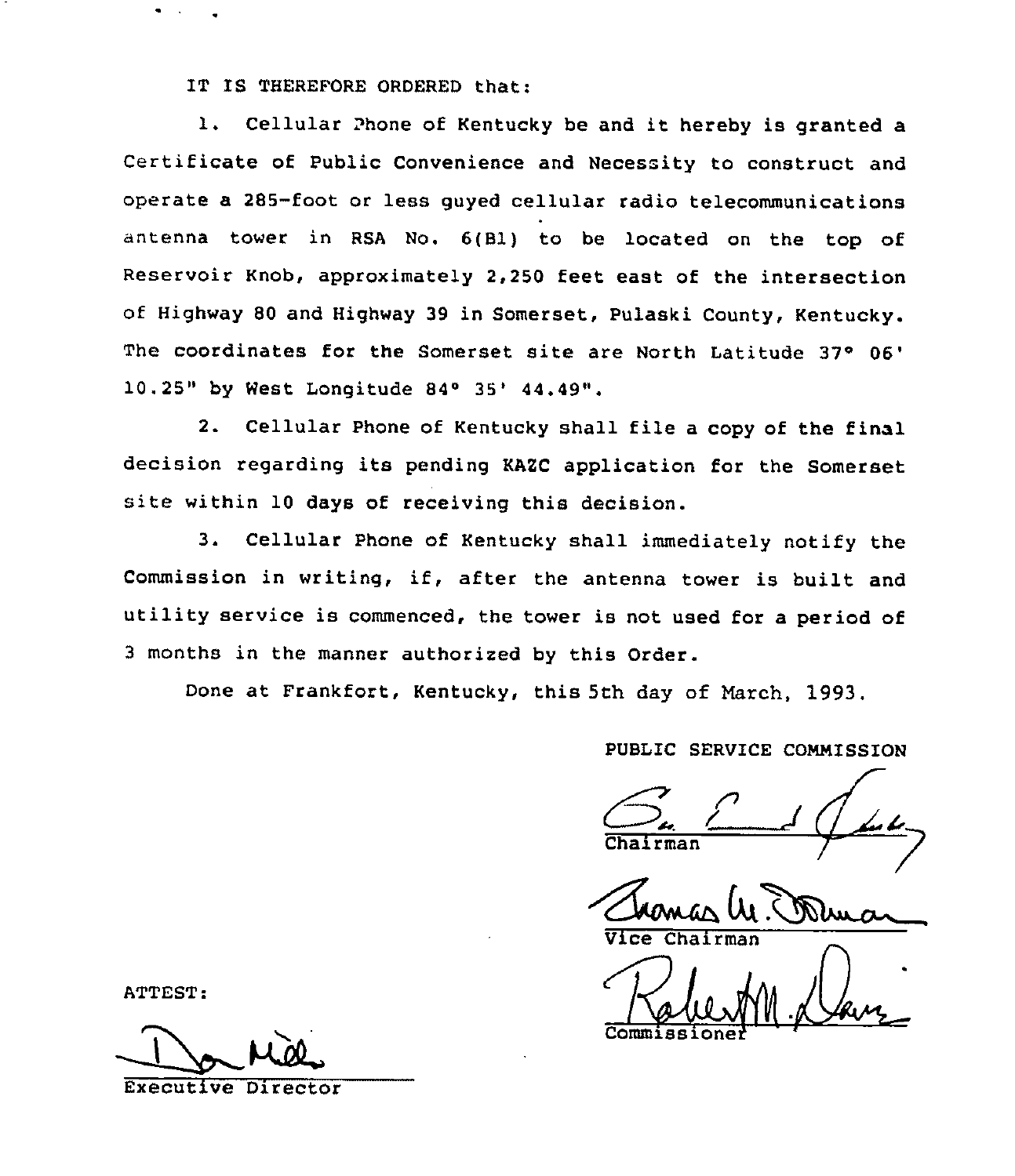IT IS THEREFORE ORDERED that:

1. Cellular Phone of Kentucky be and it hereby is granted a Certificate of Public Convenience and Necessity to construct and operate a 285-foot or less guyed cellular radio telecommunications antenna tower in RSA No. 6(B1) to be located on the top of Reservoir Knob, approximately 2,250 feet east of the intersection of Highway 80 and Highway 39 in Somerset, Pulaski County, Kentucky. The coordinates for the Somerset site are North Latitude 37° 06' 10.25" by West Longitude 84° 35' 44.49".

2. Cellular Phone of Kentucky shall file a copy of the final decision regarding its pending KAZC application for the Somerset site within 10 days of receiving this decision.

3. Cellular Phone of Kentucky shall immediately notify the Commission in writing, if, after the antenna tower is built and utility service is commenced, the tower is not used for a period of 3 months in the manner authorized by this Order.

Done at Frankfort, Kentucky, this 5th day of March, 1993.

PUBLIC SERVICE COMMISSION

Chairman

Vice Chairman

Commissioner

ATTEST:

Executive Director